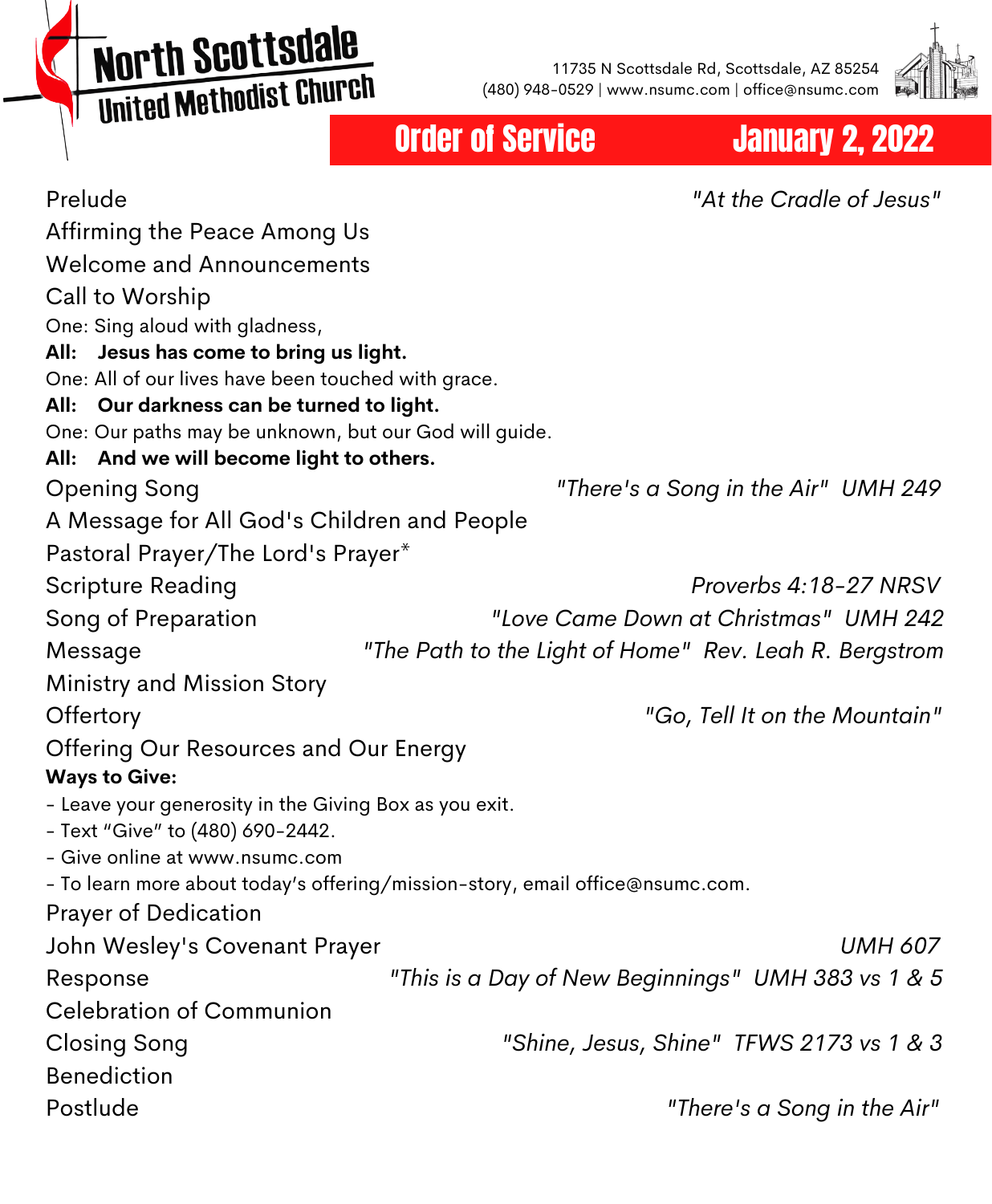# North Scottsdale United Methodist Church

11735 N Scottsdale Rd, Scottsdale, AZ 85254
(480) 948-0529 | www.nsumc.com | office@nsumc.com

## Order of Service — January 2, 2022

Prelude — *"At the Cradle of Jesus"*

Affirming the Peace Among Us

Welcome and Announcements

Call to Worship

One: Sing aloud with gladness,
**All: Jesus has come to bring us light.**
One: All of our lives have been touched with grace.
**All: Our darkness can be turned to light.**
One: Our paths may be unknown, but our God will guide.
**All: And we will become light to others.**

Opening Song — *"There's a Song in the Air" UMH 249*

A Message for All God's Children and People

Pastoral Prayer/The Lord's Prayer*

Scripture Reading — *Proverbs 4:18-27 NRSV*

Song of Preparation — *"Love Came Down at Christmas" UMH 242*

Message — *"The Path to the Light of Home" Rev. Leah R. Bergstrom*

Ministry and Mission Story

Offertory — *"Go, Tell It on the Mountain"*

Offering Our Resources and Our Energy

**Ways to Give:**
- Leave your generosity in the Giving Box as you exit.
- Text "Give" to (480) 690-2442.
- Give online at www.nsumc.com
- To learn more about today's offering/mission-story, email office@nsumc.com.

Prayer of Dedication

John Wesley's Covenant Prayer — *UMH 607*

Response — *"This is a Day of New Beginnings" UMH 383 vs 1 & 5*

Celebration of Communion

Closing Song — *"Shine, Jesus, Shine" TFWS 2173 vs 1 & 3*

Benediction

Postlude — *"There's a Song in the Air"*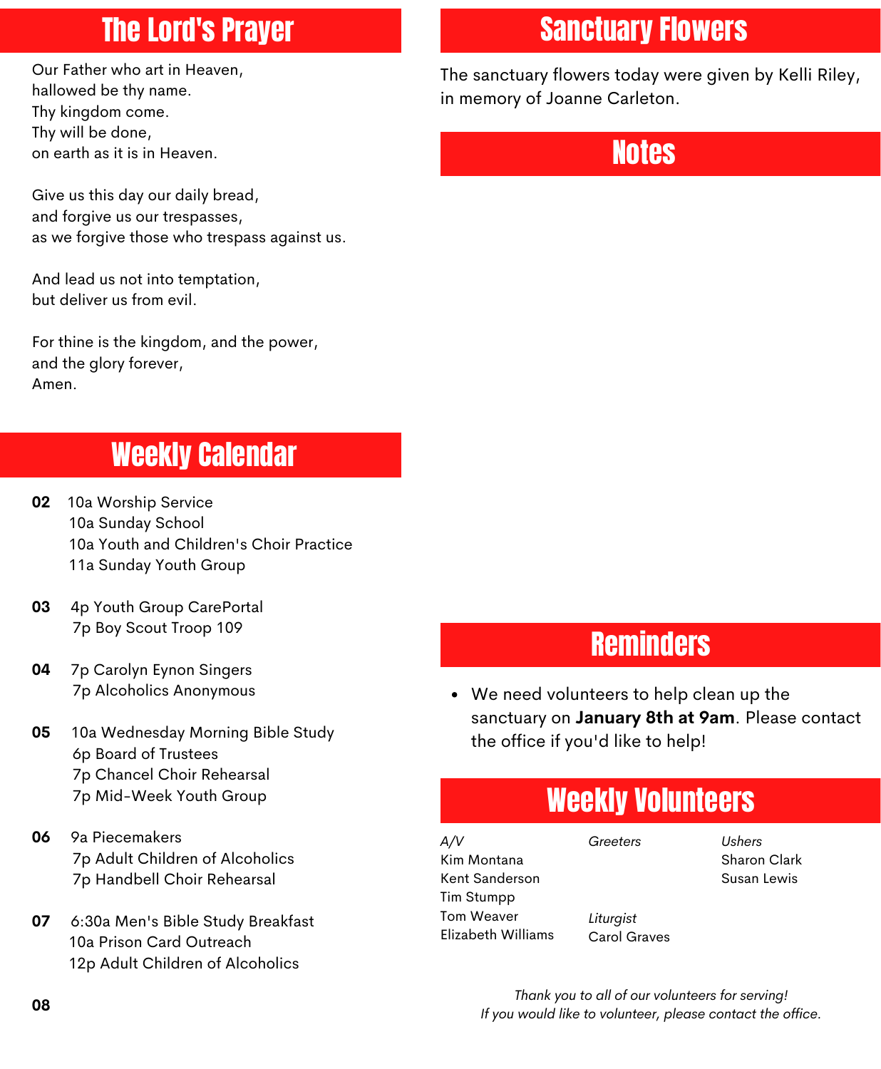## The Lord's Prayer

Our Father who art in Heaven,
hallowed be thy name.
Thy kingdom come.
Thy will be done,
on earth as it is in Heaven.

Give us this day our daily bread,
and forgive us our trespasses,
as we forgive those who trespass against us.

And lead us not into temptation,
but deliver us from evil.

For thine is the kingdom, and the power,
and the glory forever,
Amen.

## Weekly Calendar

**02** 10a Worship Service
10a Sunday School
10a Youth and Children's Choir Practice
11a Sunday Youth Group

**03** 4p Youth Group CarePortal
7p Boy Scout Troop 109

**04** 7p Carolyn Eynon Singers
7p Alcoholics Anonymous

**05** 10a Wednesday Morning Bible Study
6p Board of Trustees
7p Chancel Choir Rehearsal
7p Mid-Week Youth Group

**06** 9a Piecemakers
7p Adult Children of Alcoholics
7p Handbell Choir Rehearsal

**07** 6:30a Men's Bible Study Breakfast
10a Prison Card Outreach
12p Adult Children of Alcoholics

**08**

## Sanctuary Flowers

The sanctuary flowers today were given by Kelli Riley, in memory of Joanne Carleton.

## Notes

## Reminders

- We need volunteers to help clean up the sanctuary on **January 8th at 9am**. Please contact the office if you'd like to help!

## Weekly Volunteers

*A/V*
Kim Montana
Kent Sanderson
Tim Stumpp
Tom Weaver
Elizabeth Williams

*Greeters*

*Liturgist*
Carol Graves

*Ushers*
Sharon Clark
Susan Lewis

*Thank you to all of our volunteers for serving!*
*If you would like to volunteer, please contact the office.*